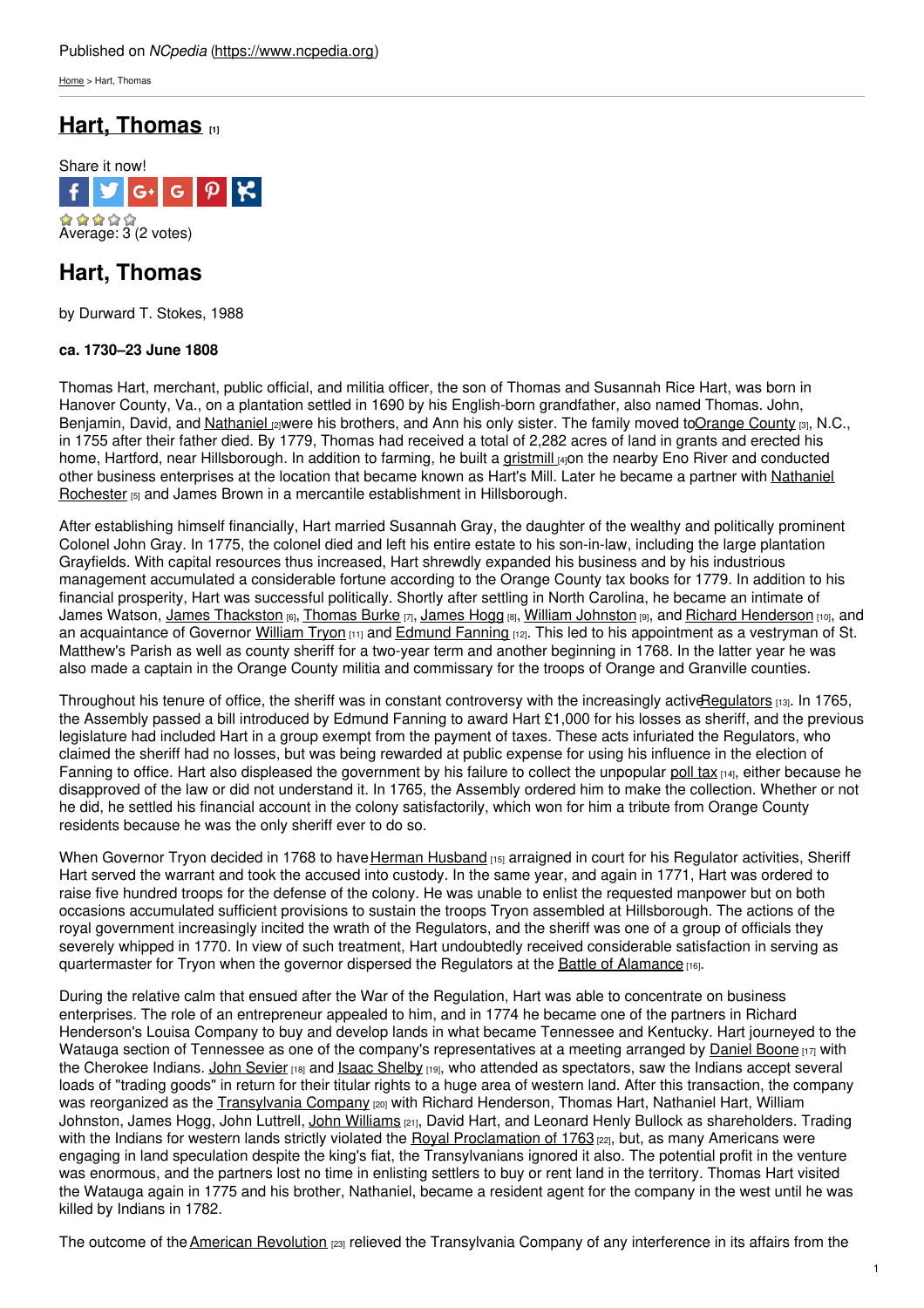Published on *NCpedia* (https://www.ncpedia.org)

Home > Hart, Thomas

# Hart, Thomas [1]

Share it now!

Average: 3 (2 votes)

## Hart, Thomas

by Durward T. Stokes, 1988

**ca. 1730–23 June 1808**

Thomas Hart, merchant, public official, and militia officer, the son of Thomas and Susannah Rice Hart, was born in Hanover County, Va., on a plantation settled in 1690 by his English-born grandfather, also named Thomas. John, Benjamin, David, and Nathaniel [2] were his brothers, and Ann his only sister. The family moved to Orange County [3], N.C., in 1755 after their father died. By 1779, Thomas had received a total of 2,282 acres of land in grants and erected his home, Hartford, near Hillsborough. In addition to farming, he built a gristmill [4] on the nearby Eno River and conducted other business enterprises at the location that became known as Hart's Mill. Later he became a partner with Nathaniel Rochester [5] and James Brown in a mercantile establishment in Hillsborough.

After establishing himself financially, Hart married Susannah Gray, the daughter of the wealthy and politically prominent Colonel John Gray. In 1775, the colonel died and left his entire estate to his son-in-law, including the large plantation Grayfields. With capital resources thus increased, Hart shrewdly expanded his business and by his industrious management accumulated a considerable fortune according to the Orange County tax books for 1779. In addition to his financial prosperity, Hart was successful politically. Shortly after settling in North Carolina, he became an intimate of James Watson, James Thackston [6], Thomas Burke [7], James Hogg [8], William Johnston [9], and Richard Henderson [10], and an acquaintance of Governor William Tryon [11] and Edmund Fanning [12]. This led to his appointment as a vestryman of St. Matthew's Parish as well as county sheriff for a two-year term and another beginning in 1768. In the latter year he was also made a captain in the Orange County militia and commissary for the troops of Orange and Granville counties.

Throughout his tenure of office, the sheriff was in constant controversy with the increasingly active Regulators [13]. In 1765, the Assembly passed a bill introduced by Edmund Fanning to award Hart £1,000 for his losses as sheriff, and the previous legislature had included Hart in a group exempt from the payment of taxes. These acts infuriated the Regulators, who claimed the sheriff had no losses, but was being rewarded at public expense for using his influence in the election of Fanning to office. Hart also displeased the government by his failure to collect the unpopular poll tax [14], either because he disapproved of the law or did not understand it. In 1765, the Assembly ordered him to make the collection. Whether or not he did, he settled his financial account in the colony satisfactorily, which won for him a tribute from Orange County residents because he was the only sheriff ever to do so.

When Governor Tryon decided in 1768 to have Herman Husband [15] arraigned in court for his Regulator activities, Sheriff Hart served the warrant and took the accused into custody. In the same year, and again in 1771, Hart was ordered to raise five hundred troops for the defense of the colony. He was unable to enlist the requested manpower but on both occasions accumulated sufficient provisions to sustain the troops Tryon assembled at Hillsborough. The actions of the royal government increasingly incited the wrath of the Regulators, and the sheriff was one of a group of officials they severely whipped in 1770. In view of such treatment, Hart undoubtedly received considerable satisfaction in serving as quartermaster for Tryon when the governor dispersed the Regulators at the Battle of Alamance [16].

During the relative calm that ensued after the War of the Regulation, Hart was able to concentrate on business enterprises. The role of an entrepreneur appealed to him, and in 1774 he became one of the partners in Richard Henderson's Louisa Company to buy and develop lands in what became Tennessee and Kentucky. Hart journeyed to the Watauga section of Tennessee as one of the company's representatives at a meeting arranged by Daniel Boone [17] with the Cherokee Indians. John Sevier [18] and Isaac Shelby [19], who attended as spectators, saw the Indians accept several loads of "trading goods" in return for their titular rights to a huge area of western land. After this transaction, the company was reorganized as the Transylvania Company [20] with Richard Henderson, Thomas Hart, Nathaniel Hart, William Johnston, James Hogg, John Luttrell, John Williams [21], David Hart, and Leonard Henly Bullock as shareholders. Trading with the Indians for western lands strictly violated the Royal Proclamation of 1763 [22], but, as many Americans were engaging in land speculation despite the king's fiat, the Transylvanians ignored it also. The potential profit in the venture was enormous, and the partners lost no time in enlisting settlers to buy or rent land in the territory. Thomas Hart visited the Watauga again in 1775 and his brother, Nathaniel, became a resident agent for the company in the west until he was killed by Indians in 1782.

The outcome of the American Revolution [23] relieved the Transylvania Company of any interference in its affairs from the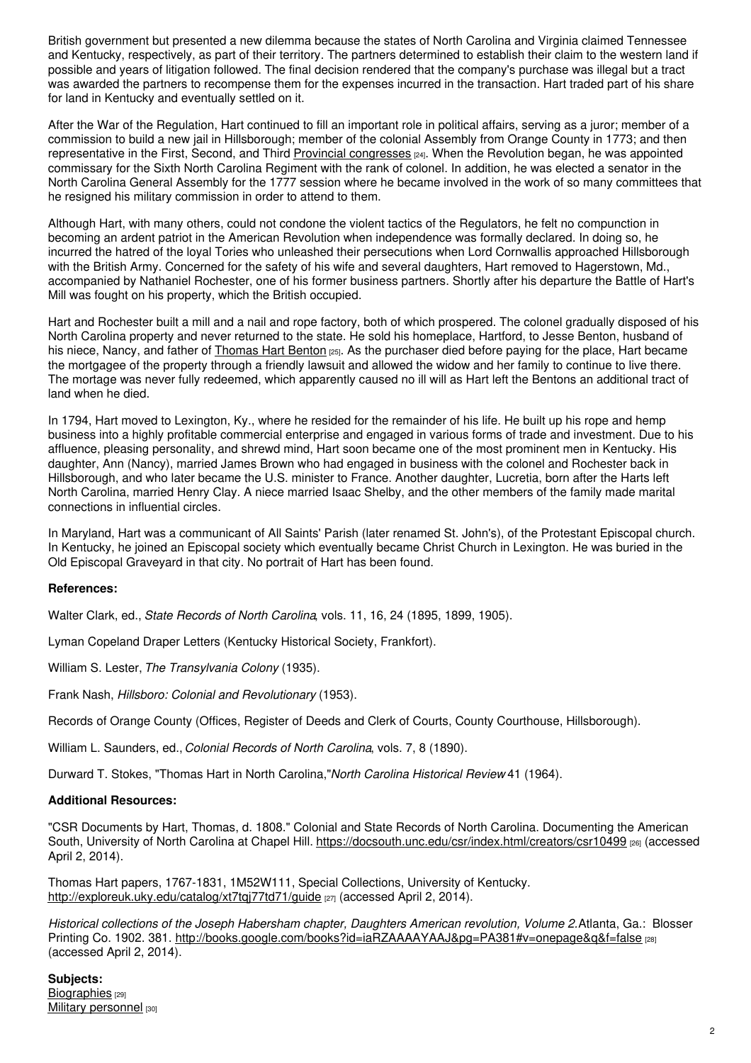British government but presented a new dilemma because the states of North Carolina and Virginia claimed Tennessee and Kentucky, respectively, as part of their territory. The partners determined to establish their claim to the western land if possible and years of litigation followed. The final decision rendered that the company's purchase was illegal but a tract was awarded the partners to recompense them for the expenses incurred in the transaction. Hart traded part of his share for land in Kentucky and eventually settled on it.

After the War of the Regulation, Hart continued to fill an important role in political affairs, serving as a juror; member of a commission to build a new jail in Hillsborough; member of the colonial Assembly from Orange County in 1773; and then representative in the First, Second, and Third Provincial congresses [24]. When the Revolution began, he was appointed commissary for the Sixth North Carolina Regiment with the rank of colonel. In addition, he was elected a senator in the North Carolina General Assembly for the 1777 session where he became involved in the work of so many committees that he resigned his military commission in order to attend to them.

Although Hart, with many others, could not condone the violent tactics of the Regulators, he felt no compunction in becoming an ardent patriot in the American Revolution when independence was formally declared. In doing so, he incurred the hatred of the loyal Tories who unleashed their persecutions when Lord Cornwallis approached Hillsborough with the British Army. Concerned for the safety of his wife and several daughters, Hart removed to Hagerstown, Md., accompanied by Nathaniel Rochester, one of his former business partners. Shortly after his departure the Battle of Hart's Mill was fought on his property, which the British occupied.

Hart and Rochester built a mill and a nail and rope factory, both of which prospered. The colonel gradually disposed of his North Carolina property and never returned to the state. He sold his homeplace, Hartford, to Jesse Benton, husband of his niece, Nancy, and father of Thomas Hart Benton [25]. As the purchaser died before paying for the place, Hart became the mortgagee of the property through a friendly lawsuit and allowed the widow and her family to continue to live there. The mortage was never fully redeemed, which apparently caused no ill will as Hart left the Bentons an additional tract of land when he died.

In 1794, Hart moved to Lexington, Ky., where he resided for the remainder of his life. He built up his rope and hemp business into a highly profitable commercial enterprise and engaged in various forms of trade and investment. Due to his affluence, pleasing personality, and shrewd mind, Hart soon became one of the most prominent men in Kentucky. His daughter, Ann (Nancy), married James Brown who had engaged in business with the colonel and Rochester back in Hillsborough, and who later became the U.S. minister to France. Another daughter, Lucretia, born after the Harts left North Carolina, married Henry Clay. A niece married Isaac Shelby, and the other members of the family made marital connections in influential circles.

In Maryland, Hart was a communicant of All Saints' Parish (later renamed St. John's), of the Protestant Episcopal church. In Kentucky, he joined an Episcopal society which eventually became Christ Church in Lexington. He was buried in the Old Episcopal Graveyard in that city. No portrait of Hart has been found.

**References:**

Walter Clark, ed., *State Records of North Carolina*, vols. 11, 16, 24 (1895, 1899, 1905).

Lyman Copeland Draper Letters (Kentucky Historical Society, Frankfort).

William S. Lester, *The Transylvania Colony* (1935).

Frank Nash, *Hillsboro: Colonial and Revolutionary* (1953).

Records of Orange County (Offices, Register of Deeds and Clerk of Courts, County Courthouse, Hillsborough).

William L. Saunders, ed., *Colonial Records of North Carolina*, vols. 7, 8 (1890).

Durward T. Stokes, "Thomas Hart in North Carolina,"*North Carolina Historical Review* 41 (1964).

**Additional Resources:**

"CSR Documents by Hart, Thomas, d. 1808." Colonial and State Records of North Carolina. Documenting the American South, University of North Carolina at Chapel Hill. https://docsouth.unc.edu/csr/index.html/creators/csr10499 [26] (accessed April 2, 2014).

Thomas Hart papers, 1767-1831, 1M52W111, Special Collections, University of Kentucky. http://exploreuk.uky.edu/catalog/xt7tqj77td71/guide [27] (accessed April 2, 2014).

*Historical collections of the Joseph Habersham chapter, Daughters American revolution, Volume 2.* Atlanta, Ga.: Blosser Printing Co. 1902. 381. http://books.google.com/books?id=iaRZAAAAYAAJ&pg=PA381#v=onepage&q&f=false [28] (accessed April 2, 2014).

**Subjects:**
Biographies [29]
Military personnel [30]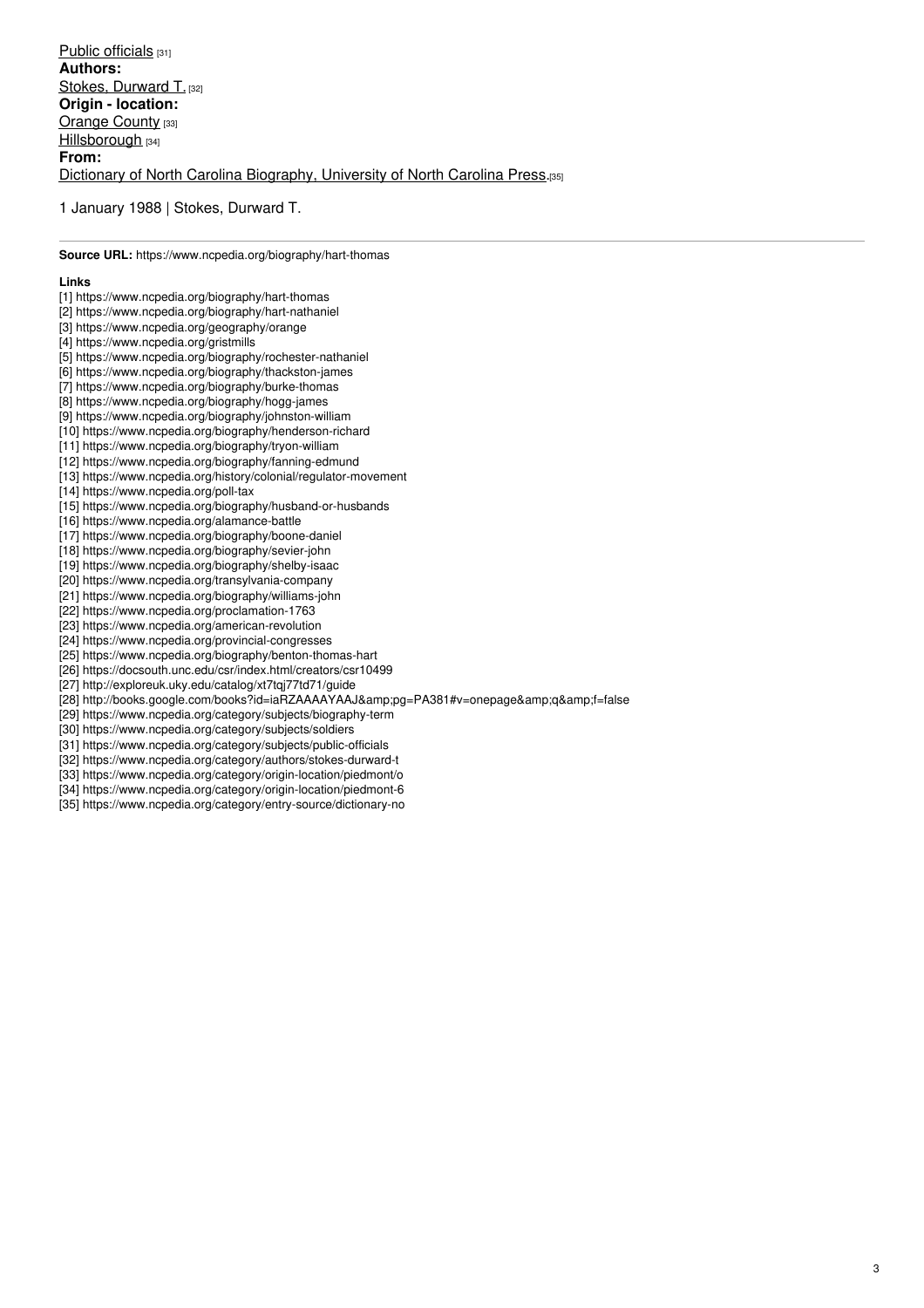[Public officials](https://www.ncpedia.org/category/subjects/public-officials) [31]
**Authors:**
[Stokes, Durward T.](https://www.ncpedia.org/category/authors/stokes-durward-t) [32]
**Origin - location:**
[Orange County](https://www.ncpedia.org/category/origin-location/piedmont/o) [33]
[Hillsborough](https://www.ncpedia.org/category/origin-location/piedmont-6) [34]
**From:**
[Dictionary of North Carolina Biography, University of North Carolina Press.](https://www.ncpedia.org/category/entry-source/dictionary-no) [35]

1 January 1988 | Stokes, Durward T.

---

**Source URL:** https://www.ncpedia.org/biography/hart-thomas

**Links**
[1] https://www.ncpedia.org/biography/hart-thomas
[2] https://www.ncpedia.org/biography/hart-nathaniel
[3] https://www.ncpedia.org/geography/orange
[4] https://www.ncpedia.org/gristmills
[5] https://www.ncpedia.org/biography/rochester-nathaniel
[6] https://www.ncpedia.org/biography/thackston-james
[7] https://www.ncpedia.org/biography/burke-thomas
[8] https://www.ncpedia.org/biography/hogg-james
[9] https://www.ncpedia.org/biography/johnston-william
[10] https://www.ncpedia.org/biography/henderson-richard
[11] https://www.ncpedia.org/biography/tryon-william
[12] https://www.ncpedia.org/biography/fanning-edmund
[13] https://www.ncpedia.org/history/colonial/regulator-movement
[14] https://www.ncpedia.org/poll-tax
[15] https://www.ncpedia.org/biography/husband-or-husbands
[16] https://www.ncpedia.org/alamance-battle
[17] https://www.ncpedia.org/biography/boone-daniel
[18] https://www.ncpedia.org/biography/sevier-john
[19] https://www.ncpedia.org/biography/shelby-isaac
[20] https://www.ncpedia.org/transylvania-company
[21] https://www.ncpedia.org/biography/williams-john
[22] https://www.ncpedia.org/proclamation-1763
[23] https://www.ncpedia.org/american-revolution
[24] https://www.ncpedia.org/provincial-congresses
[25] https://www.ncpedia.org/biography/benton-thomas-hart
[26] https://docsouth.unc.edu/csr/index.html/creators/csr10499
[27] http://exploreuk.uky.edu/catalog/xt7tqj77td71/guide
[28] http://books.google.com/books?id=iaRZAAAAYAAJ&amp;pg=PA381#v=onepage&amp;q&amp;f=false
[29] https://www.ncpedia.org/category/subjects/biography-term
[30] https://www.ncpedia.org/category/subjects/soldiers
[31] https://www.ncpedia.org/category/subjects/public-officials
[32] https://www.ncpedia.org/category/authors/stokes-durward-t
[33] https://www.ncpedia.org/category/origin-location/piedmont/o
[34] https://www.ncpedia.org/category/origin-location/piedmont-6
[35] https://www.ncpedia.org/category/entry-source/dictionary-no